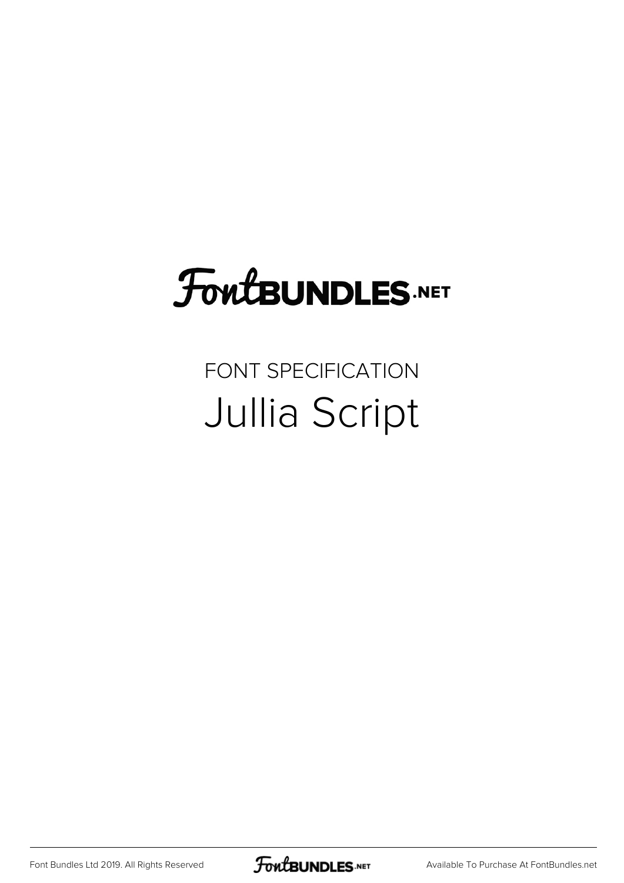# FontBUNDLES.NET

FONT SPECIFICATION

## Jullia Script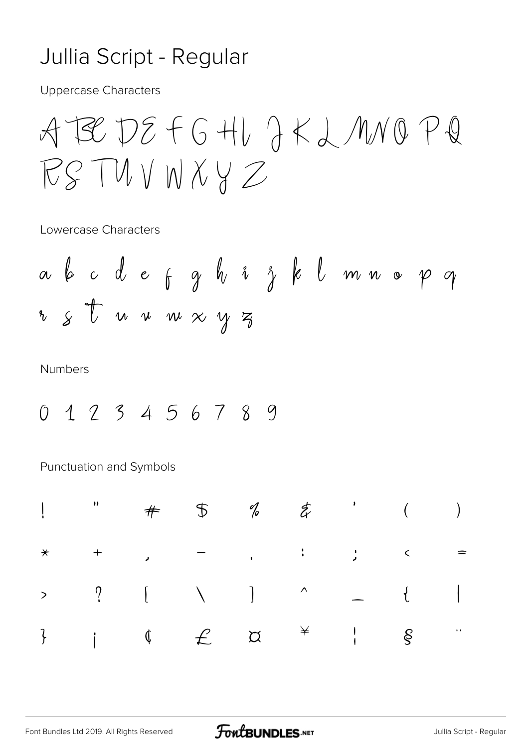# Jullia Script - Regular

Uppercase Characters

A B C D E F G H I J K L M N O P Q
R S T U V W X Y Z

Lowercase Characters

a b c d e f g h i j k l m n o p q
r s t u v w x y z

Numbers

0 1 2 3 4 5 6 7 8 9

Punctuation and Symbols

| | | | | | | | | |
|---|---|---|---|---|---|---|---|---|
| ! | " | # | $ | % | & | ' | ( | ) |
| * | + | , | - | . | : | ; | < | = |
| > | ? | [ | \ | ] | ^ | _ | { | \| |
| } | ¡ | ¢ | £ | ¤ | ¥ | ¦ | § | ¨ |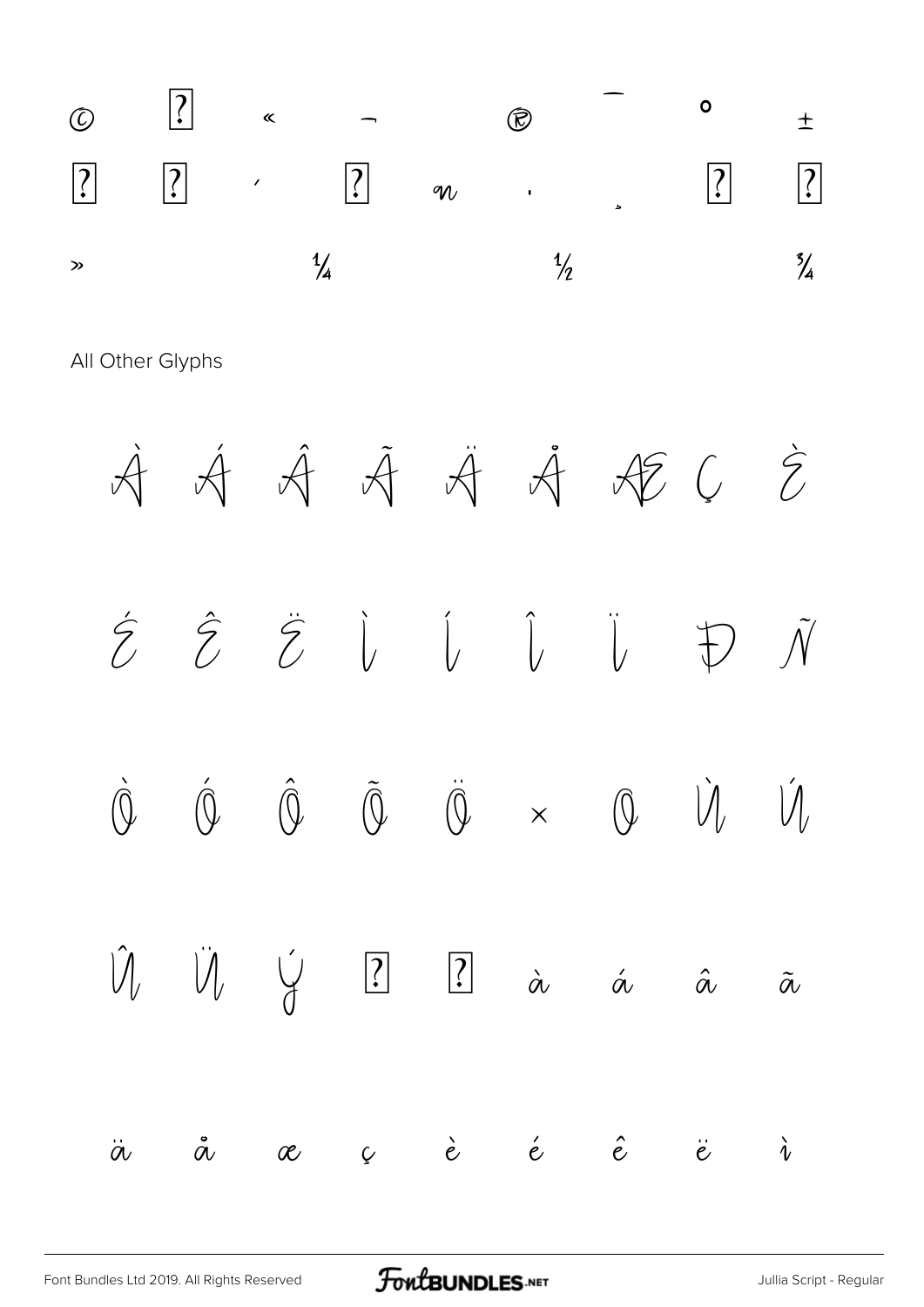© ? « ¬ ® ¯ ° ±

? ? ´ ? µ · ¸ ? ?

» ¼ ½ ¾

All Other Glyphs

À Á Â Ã Ä Å Æ Ç È

É Ê Ë Ì Í Î Ï Ð Ñ

Ò Ó Ô Õ Ö × Ø Ù Ú

Û Ü Ý ? ? à á â ã

ä å æ ç è é ê ë ì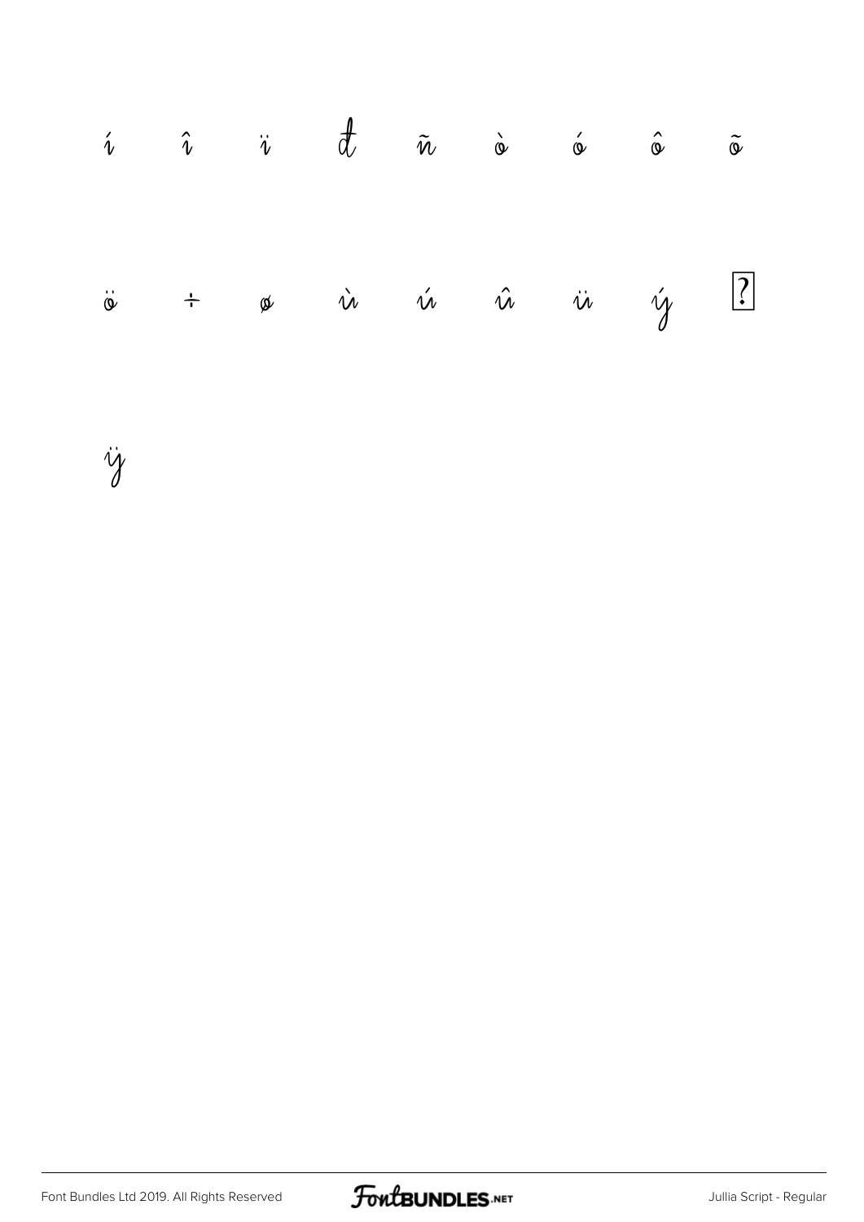í î ï ð ñ ò ó ô õ

ö ÷ ø ù ú û ü ý þ

ÿ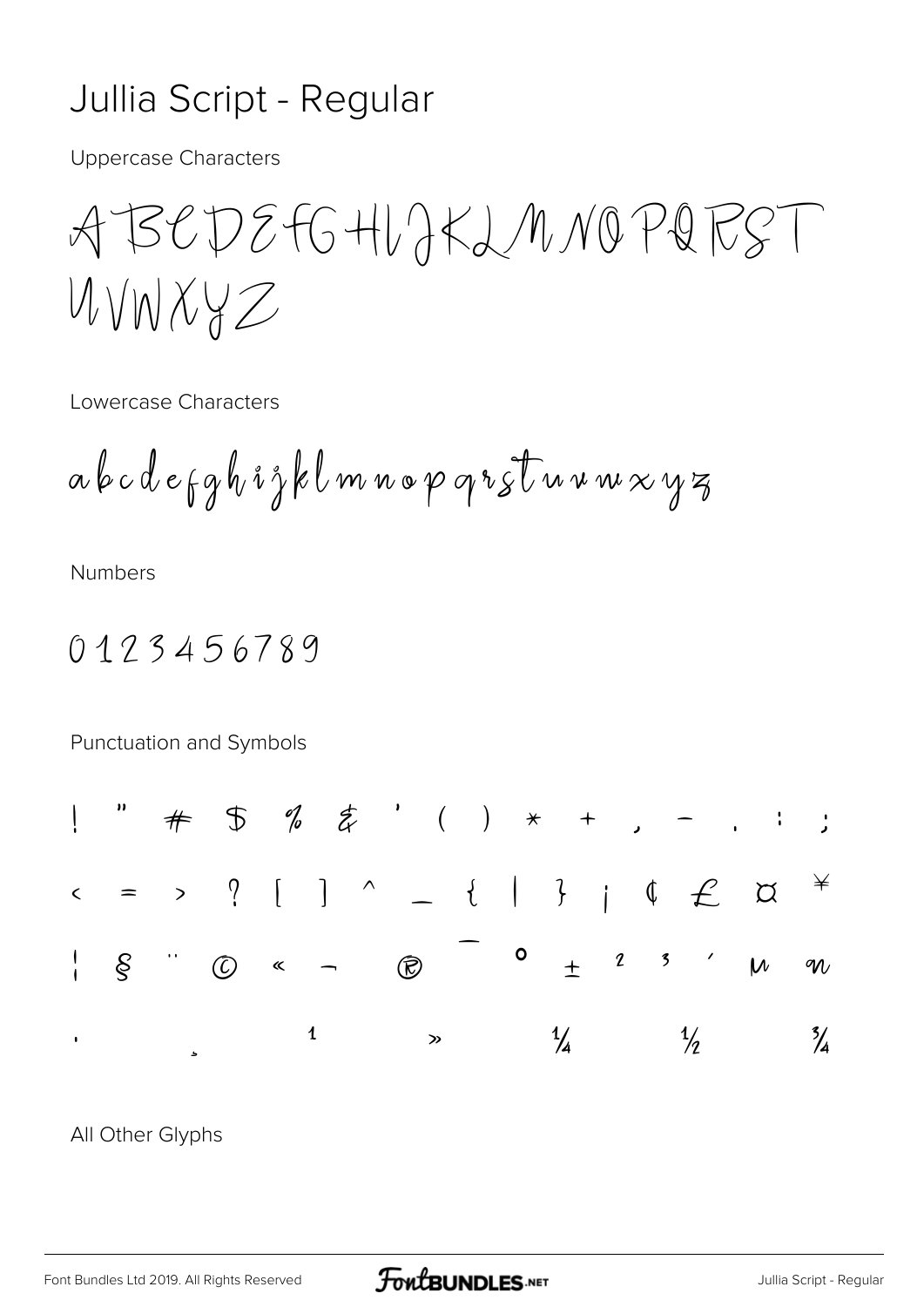# Jullia Script - Regular

Uppercase Characters

ABCDEFGHIJKLMNOPQRST
UVWXYZ

Lowercase Characters

abcdefghijklmnopqrstuvwxyz

Numbers

0123456789

Punctuation and Symbols

! " # $ % & ' ( ) * + , - . : ;

< = > ? [ ] ^ _ { | } ¡ ¢ £ ¤ ¥

¦ § ¨ © « ¬ ® ¯ ° ± ² ³ ´ µ ¶

· ¸ ¹ » ¼ ½ ¾

All Other Glyphs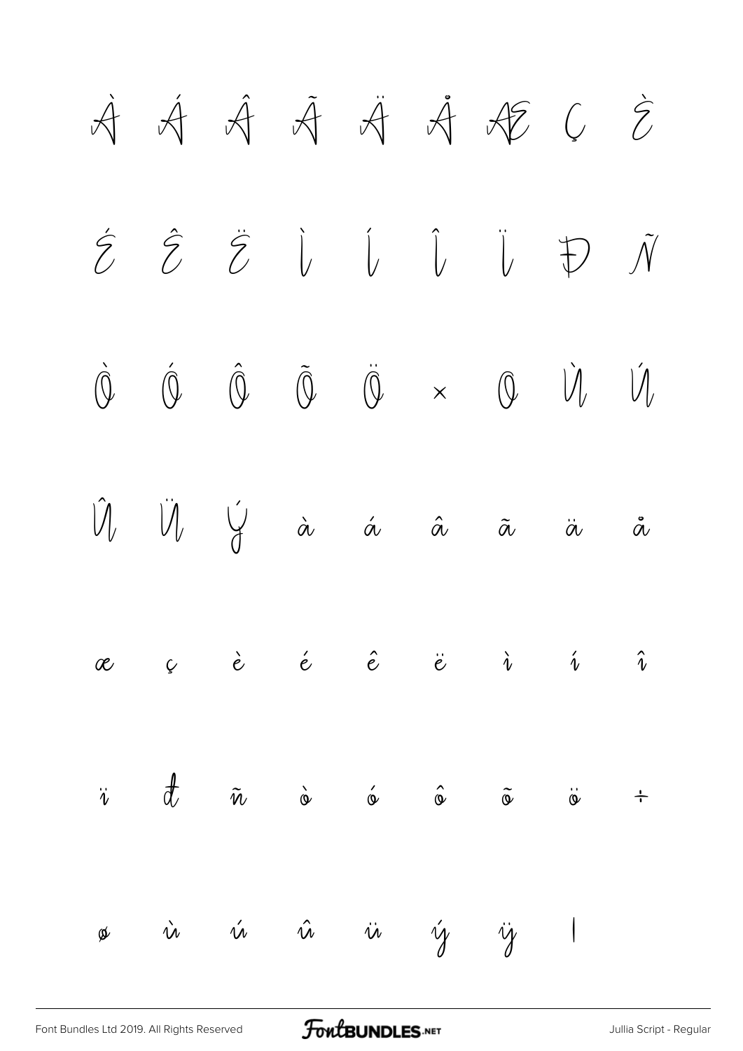À Á Â Ã Ä Å Æ Ç È

É Ê Ë Ì Í Î Ï Ð Ñ

Ò Ó Ô Õ Ö × Ø Ù Ú

Û Ü Ý à á â ã ä å

æ ç è é ê ë ì í î

ï ð ñ ò ó ô õ ö ÷

ø ù ú û ü ý ÿ |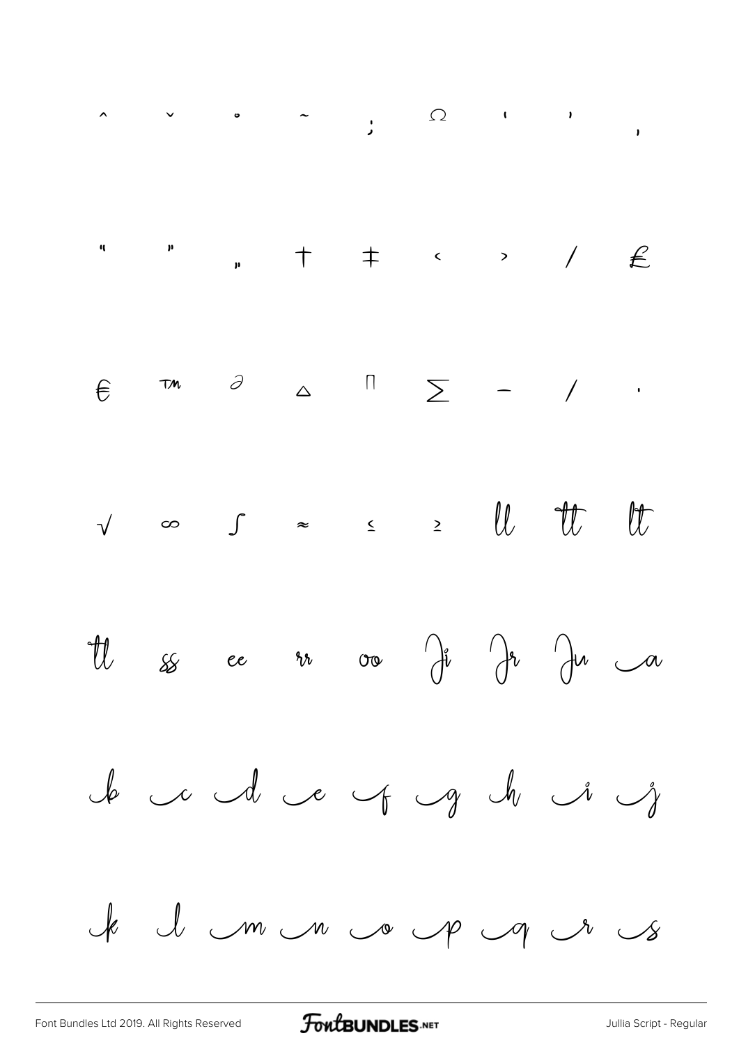^ ˇ ˚ ˜ ; Ω ' ' ,

" " „ † ‡ ‹ › / £

€ ™ ∂ ∆ ∏ ∑ – ⁄ ·

√ ∞ ∫ ≈ ≤ ≥ ll tt lt

tl ss ee rr oo Ji Jr Ju a

b c d e f g h i j

k l m n o p q r s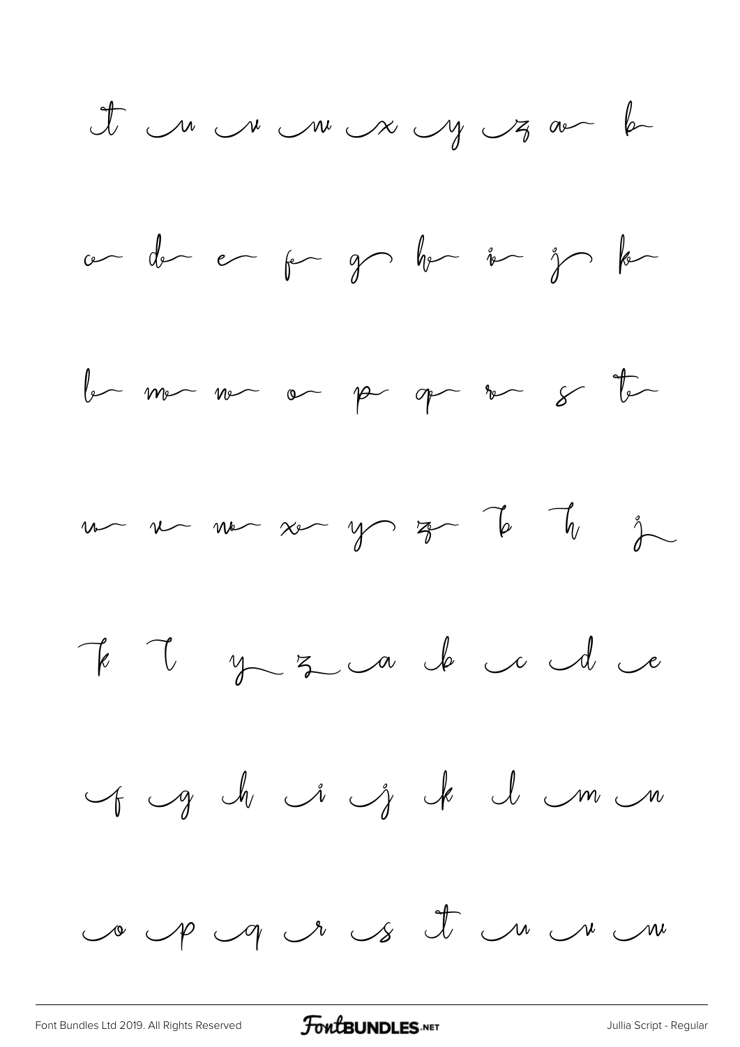t u v w x y z a b

c d e f g h i j k

l m n o p q r s t

u v w x y z b h j

k l y z a b c d e

f g h i j k l m n

o p q r s t u v w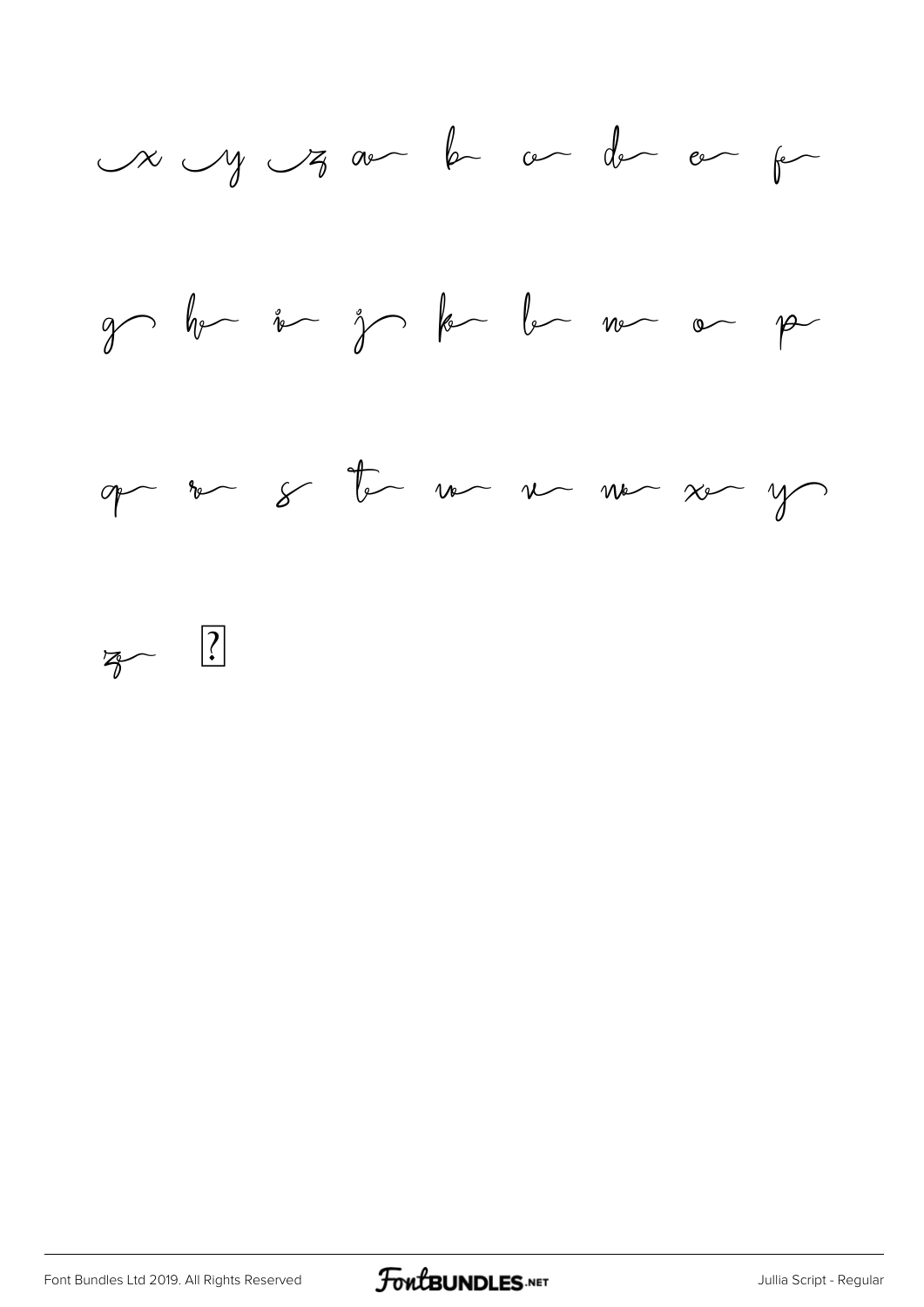x y z a b c d e f

g h i j k l m o p

q r s t u v w x y

z ?